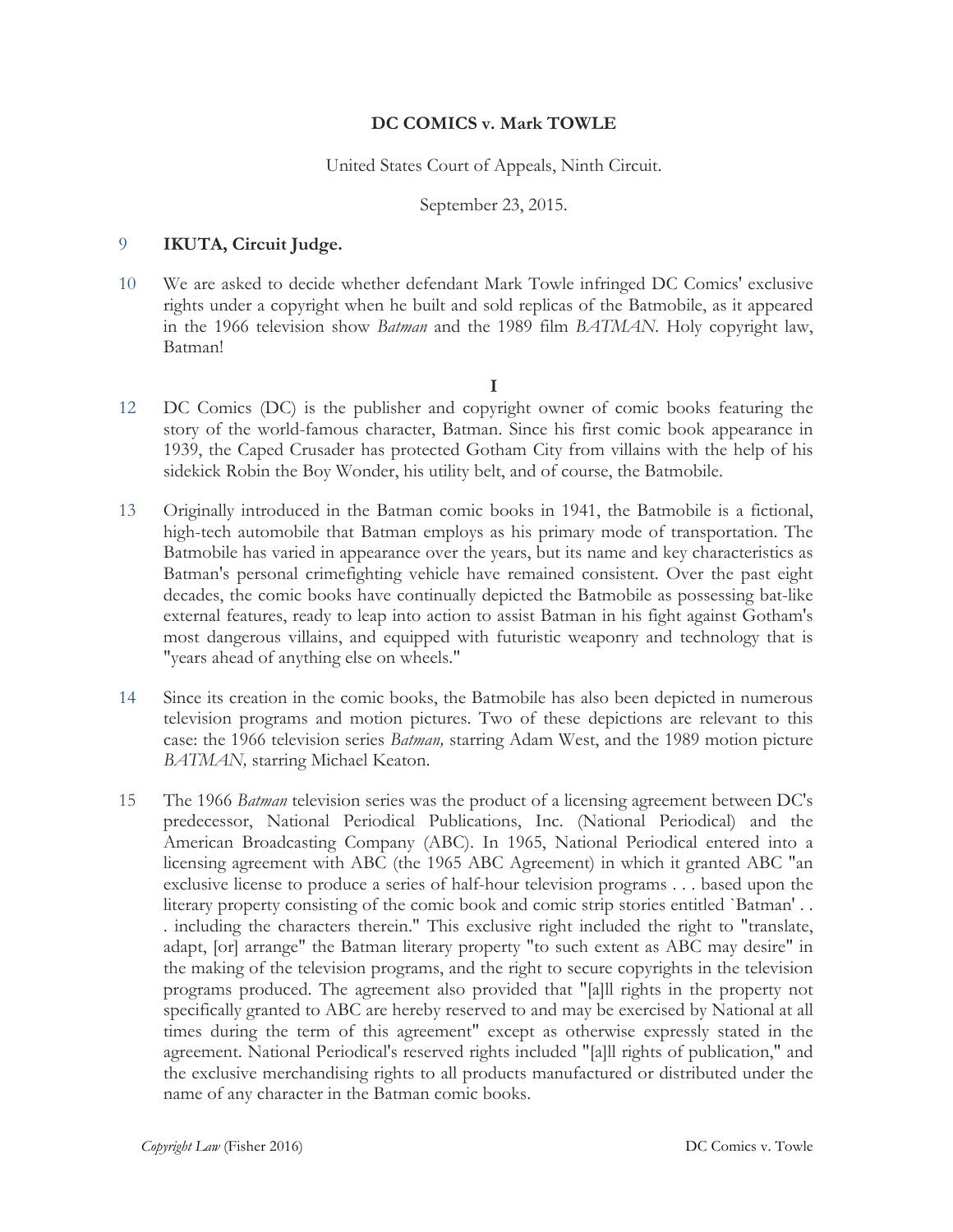# DC COMICS v. Mark TOWLE

United States Court of Appeals, Ninth Circuit.

September 23, 2015.

9 **IKUTA, Circuit Judge.**

10 We are asked to decide whether defendant Mark Towle infringed DC Comics' exclusive rights under a copyright when he built and sold replicas of the Batmobile, as it appeared in the 1966 television show *Batman* and the 1989 film *BATMAN*. Holy copyright law, Batman!

**I**

12 DC Comics (DC) is the publisher and copyright owner of comic books featuring the story of the world-famous character, Batman. Since his first comic book appearance in 1939, the Caped Crusader has protected Gotham City from villains with the help of his sidekick Robin the Boy Wonder, his utility belt, and of course, the Batmobile.

13 Originally introduced in the Batman comic books in 1941, the Batmobile is a fictional, high-tech automobile that Batman employs as his primary mode of transportation. The Batmobile has varied in appearance over the years, but its name and key characteristics as Batman's personal crimefighting vehicle have remained consistent. Over the past eight decades, the comic books have continually depicted the Batmobile as possessing bat-like external features, ready to leap into action to assist Batman in his fight against Gotham's most dangerous villains, and equipped with futuristic weaponry and technology that is "years ahead of anything else on wheels."

14 Since its creation in the comic books, the Batmobile has also been depicted in numerous television programs and motion pictures. Two of these depictions are relevant to this case: the 1966 television series *Batman,* starring Adam West, and the 1989 motion picture *BATMAN,* starring Michael Keaton.

15 The 1966 *Batman* television series was the product of a licensing agreement between DC's predecessor, National Periodical Publications, Inc. (National Periodical) and the American Broadcasting Company (ABC). In 1965, National Periodical entered into a licensing agreement with ABC (the 1965 ABC Agreement) in which it granted ABC "an exclusive license to produce a series of half-hour television programs . . . based upon the literary property consisting of the comic book and comic strip stories entitled `Batman' . . . including the characters therein." This exclusive right included the right to "translate, adapt, [or] arrange" the Batman literary property "to such extent as ABC may desire" in the making of the television programs, and the right to secure copyrights in the television programs produced. The agreement also provided that "[a]ll rights in the property not specifically granted to ABC are hereby reserved to and may be exercised by National at all times during the term of this agreement" except as otherwise expressly stated in the agreement. National Periodical's reserved rights included "[a]ll rights of publication," and the exclusive merchandising rights to all products manufactured or distributed under the name of any character in the Batman comic books.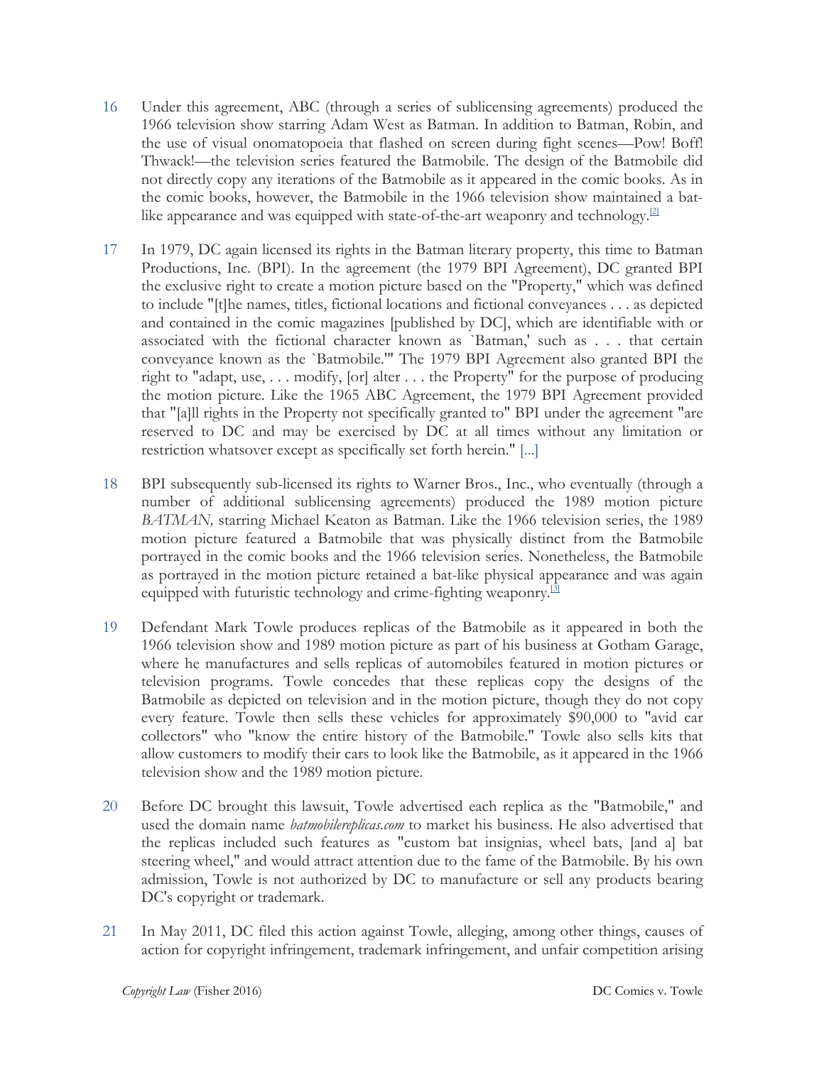16 Under this agreement, ABC (through a series of sublicensing agreements) produced the 1966 television show starring Adam West as Batman. In addition to Batman, Robin, and the use of visual onomatopoeia that flashed on screen during fight scenes—Pow! Boff! Thwack!—the television series featured the Batmobile. The design of the Batmobile did not directly copy any iterations of the Batmobile as it appeared in the comic books. As in the comic books, however, the Batmobile in the 1966 television show maintained a bat-like appearance and was equipped with state-of-the-art weaponry and technology.[2]

17 In 1979, DC again licensed its rights in the Batman literary property, this time to Batman Productions, Inc. (BPI). In the agreement (the 1979 BPI Agreement), DC granted BPI the exclusive right to create a motion picture based on the "Property," which was defined to include "[t]he names, titles, fictional locations and fictional conveyances . . . as depicted and contained in the comic magazines [published by DC], which are identifiable with or associated with the fictional character known as `Batman,' such as . . . that certain conveyance known as the `Batmobile.'" The 1979 BPI Agreement also granted BPI the right to "adapt, use, . . . modify, [or] alter . . . the Property" for the purpose of producing the motion picture. Like the 1965 ABC Agreement, the 1979 BPI Agreement provided that "[a]ll rights in the Property not specifically granted to" BPI under the agreement "are reserved to DC and may be exercised by DC at all times without any limitation or restriction whatsoever except as specifically set forth herein." [...]

18 BPI subsequently sub-licensed its rights to Warner Bros., Inc., who eventually (through a number of additional sublicensing agreements) produced the 1989 motion picture *BATMAN,* starring Michael Keaton as Batman. Like the 1966 television series, the 1989 motion picture featured a Batmobile that was physically distinct from the Batmobile portrayed in the comic books and the 1966 television series. Nonetheless, the Batmobile as portrayed in the motion picture retained a bat-like physical appearance and was again equipped with futuristic technology and crime-fighting weaponry.[3]

19 Defendant Mark Towle produces replicas of the Batmobile as it appeared in both the 1966 television show and 1989 motion picture as part of his business at Gotham Garage, where he manufactures and sells replicas of automobiles featured in motion pictures or television programs. Towle concedes that these replicas copy the designs of the Batmobile as depicted on television and in the motion picture, though they do not copy every feature. Towle then sells these vehicles for approximately $90,000 to "avid car collectors" who "know the entire history of the Batmobile." Towle also sells kits that allow customers to modify their cars to look like the Batmobile, as it appeared in the 1966 television show and the 1989 motion picture.

20 Before DC brought this lawsuit, Towle advertised each replica as the "Batmobile," and used the domain name *batmobilereplicas.com* to market his business. He also advertised that the replicas included such features as "custom bat insignias, wheel bats, [and a] bat steering wheel," and would attract attention due to the fame of the Batmobile. By his own admission, Towle is not authorized by DC to manufacture or sell any products bearing DC's copyright or trademark.

21 In May 2011, DC filed this action against Towle, alleging, among other things, causes of action for copyright infringement, trademark infringement, and unfair competition arising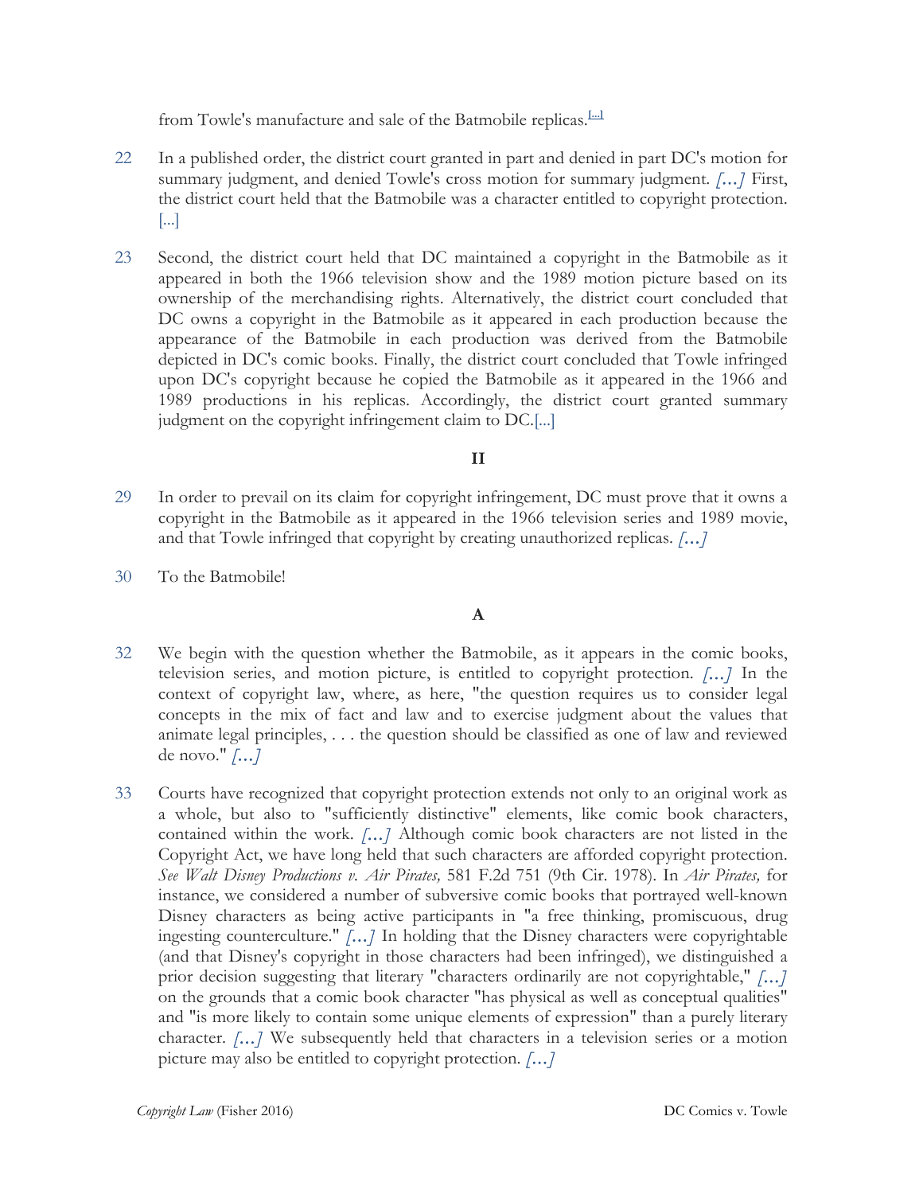from Towle's manufacture and sale of the Batmobile replicas.[...]

22 In a published order, the district court granted in part and denied in part DC's motion for summary judgment, and denied Towle's cross motion for summary judgment. *[...]* First, the district court held that the Batmobile was a character entitled to copyright protection. [...]

23 Second, the district court held that DC maintained a copyright in the Batmobile as it appeared in both the 1966 television show and the 1989 motion picture based on its ownership of the merchandising rights. Alternatively, the district court concluded that DC owns a copyright in the Batmobile as it appeared in each production because the appearance of the Batmobile in each production was derived from the Batmobile depicted in DC's comic books. Finally, the district court concluded that Towle infringed upon DC's copyright because he copied the Batmobile as it appeared in the 1966 and 1989 productions in his replicas. Accordingly, the district court granted summary judgment on the copyright infringement claim to DC.[...]

**II**

29 In order to prevail on its claim for copyright infringement, DC must prove that it owns a copyright in the Batmobile as it appeared in the 1966 television series and 1989 movie, and that Towle infringed that copyright by creating unauthorized replicas. *[...]*

30 To the Batmobile!

**A**

32 We begin with the question whether the Batmobile, as it appears in the comic books, television series, and motion picture, is entitled to copyright protection. *[...]* In the context of copyright law, where, as here, "the question requires us to consider legal concepts in the mix of fact and law and to exercise judgment about the values that animate legal principles, . . . the question should be classified as one of law and reviewed de novo." *[...]*

33 Courts have recognized that copyright protection extends not only to an original work as a whole, but also to "sufficiently distinctive" elements, like comic book characters, contained within the work. *[...]* Although comic book characters are not listed in the Copyright Act, we have long held that such characters are afforded copyright protection. *See Walt Disney Productions v. Air Pirates,* 581 F.2d 751 (9th Cir. 1978). In *Air Pirates,* for instance, we considered a number of subversive comic books that portrayed well-known Disney characters as being active participants in "a free thinking, promiscuous, drug ingesting counterculture." *[...]* In holding that the Disney characters were copyrightable (and that Disney's copyright in those characters had been infringed), we distinguished a prior decision suggesting that literary "characters ordinarily are not copyrightable," *[...]* on the grounds that a comic book character "has physical as well as conceptual qualities" and "is more likely to contain some unique elements of expression" than a purely literary character. *[...]* We subsequently held that characters in a television series or a motion picture may also be entitled to copyright protection. *[...]*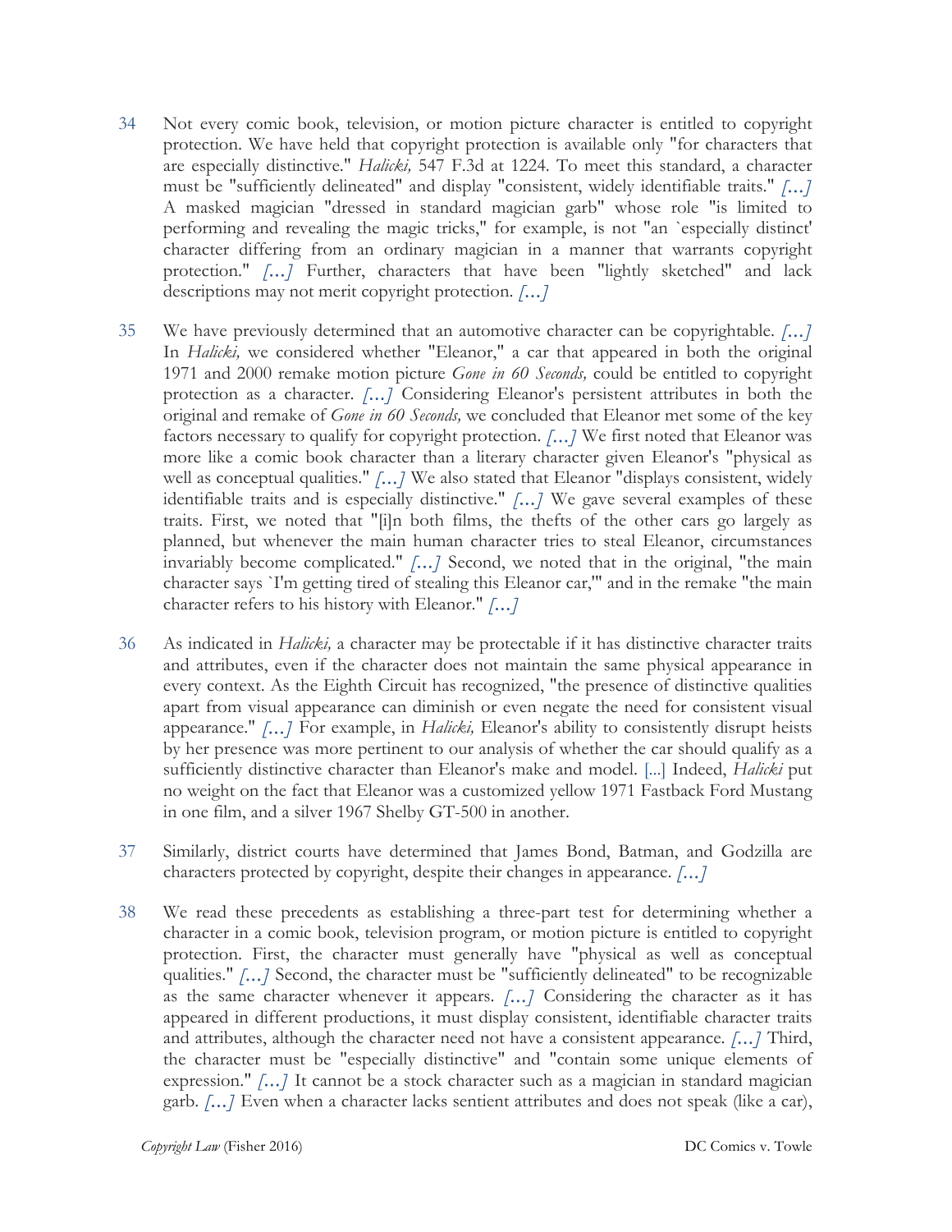34 Not every comic book, television, or motion picture character is entitled to copyright protection. We have held that copyright protection is available only "for characters that are especially distinctive." *Halicki,* 547 F.3d at 1224. To meet this standard, a character must be "sufficiently delineated" and display "consistent, widely identifiable traits." *[…]* A masked magician "dressed in standard magician garb" whose role "is limited to performing and revealing the magic tricks," for example, is not "an `especially distinct' character differing from an ordinary magician in a manner that warrants copyright protection." *[…]* Further, characters that have been "lightly sketched" and lack descriptions may not merit copyright protection. *[…]*

35 We have previously determined that an automotive character can be copyrightable. *[…]* In *Halicki,* we considered whether "Eleanor," a car that appeared in both the original 1971 and 2000 remake motion picture *Gone in 60 Seconds,* could be entitled to copyright protection as a character. *[…]* Considering Eleanor's persistent attributes in both the original and remake of *Gone in 60 Seconds,* we concluded that Eleanor met some of the key factors necessary to qualify for copyright protection. *[…]* We first noted that Eleanor was more like a comic book character than a literary character given Eleanor's "physical as well as conceptual qualities." *[…]* We also stated that Eleanor "displays consistent, widely identifiable traits and is especially distinctive." *[…]* We gave several examples of these traits. First, we noted that "[i]n both films, the thefts of the other cars go largely as planned, but whenever the main human character tries to steal Eleanor, circumstances invariably become complicated." *[…]* Second, we noted that in the original, "the main character says `I'm getting tired of stealing this Eleanor car,'" and in the remake "the main character refers to his history with Eleanor." *[…]*

36 As indicated in *Halicki,* a character may be protectable if it has distinctive character traits and attributes, even if the character does not maintain the same physical appearance in every context. As the Eighth Circuit has recognized, "the presence of distinctive qualities apart from visual appearance can diminish or even negate the need for consistent visual appearance." *[…]* For example, in *Halicki,* Eleanor's ability to consistently disrupt heists by her presence was more pertinent to our analysis of whether the car should qualify as a sufficiently distinctive character than Eleanor's make and model. [...] Indeed, *Halicki* put no weight on the fact that Eleanor was a customized yellow 1971 Fastback Ford Mustang in one film, and a silver 1967 Shelby GT-500 in another.

37 Similarly, district courts have determined that James Bond, Batman, and Godzilla are characters protected by copyright, despite their changes in appearance. *[…]*

38 We read these precedents as establishing a three-part test for determining whether a character in a comic book, television program, or motion picture is entitled to copyright protection. First, the character must generally have "physical as well as conceptual qualities." *[…]* Second, the character must be "sufficiently delineated" to be recognizable as the same character whenever it appears. *[…]* Considering the character as it has appeared in different productions, it must display consistent, identifiable character traits and attributes, although the character need not have a consistent appearance. *[…]* Third, the character must be "especially distinctive" and "contain some unique elements of expression." *[…]* It cannot be a stock character such as a magician in standard magician garb. *[…]* Even when a character lacks sentient attributes and does not speak (like a car),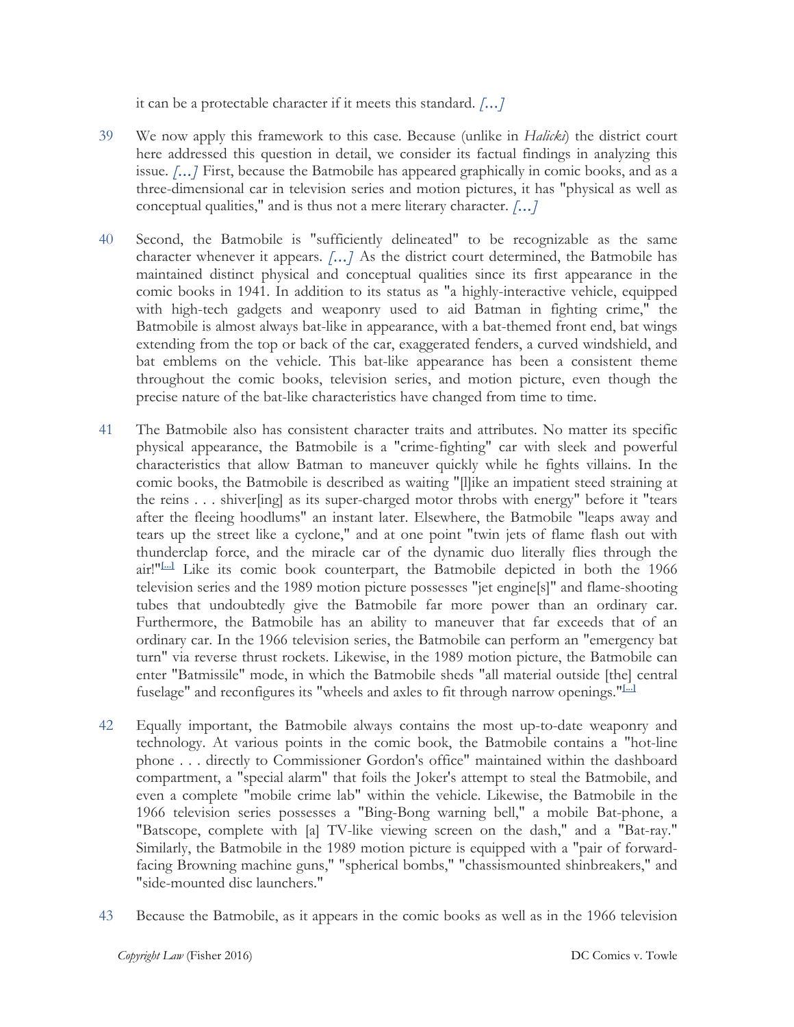it can be a protectable character if it meets this standard. *[...]*

39 We now apply this framework to this case. Because (unlike in *Halicki*) the district court here addressed this question in detail, we consider its factual findings in analyzing this issue. *[...]* First, because the Batmobile has appeared graphically in comic books, and as a three-dimensional car in television series and motion pictures, it has "physical as well as conceptual qualities," and is thus not a mere literary character. *[...]*

40 Second, the Batmobile is "sufficiently delineated" to be recognizable as the same character whenever it appears. *[...]* As the district court determined, the Batmobile has maintained distinct physical and conceptual qualities since its first appearance in the comic books in 1941. In addition to its status as "a highly-interactive vehicle, equipped with high-tech gadgets and weaponry used to aid Batman in fighting crime," the Batmobile is almost always bat-like in appearance, with a bat-themed front end, bat wings extending from the top or back of the car, exaggerated fenders, a curved windshield, and bat emblems on the vehicle. This bat-like appearance has been a consistent theme throughout the comic books, television series, and motion picture, even though the precise nature of the bat-like characteristics have changed from time to time.

41 The Batmobile also has consistent character traits and attributes. No matter its specific physical appearance, the Batmobile is a "crime-fighting" car with sleek and powerful characteristics that allow Batman to maneuver quickly while he fights villains. In the comic books, the Batmobile is described as waiting "[l]ike an impatient steed straining at the reins . . . shiver[ing] as its super-charged motor throbs with energy" before it "tears after the fleeing hoodlums" an instant later. Elsewhere, the Batmobile "leaps away and tears up the street like a cyclone," and at one point "twin jets of flame flash out with thunderclap force, and the miracle car of the dynamic duo literally flies through the air!"[...] Like its comic book counterpart, the Batmobile depicted in both the 1966 television series and the 1989 motion picture possesses "jet engine[s]" and flame-shooting tubes that undoubtedly give the Batmobile far more power than an ordinary car. Furthermore, the Batmobile has an ability to maneuver that far exceeds that of an ordinary car. In the 1966 television series, the Batmobile can perform an "emergency bat turn" via reverse thrust rockets. Likewise, in the 1989 motion picture, the Batmobile can enter "Batmissile" mode, in which the Batmobile sheds "all material outside [the] central fuselage" and reconfigures its "wheels and axles to fit through narrow openings."[...]

42 Equally important, the Batmobile always contains the most up-to-date weaponry and technology. At various points in the comic book, the Batmobile contains a "hot-line phone . . . directly to Commissioner Gordon's office" maintained within the dashboard compartment, a "special alarm" that foils the Joker's attempt to steal the Batmobile, and even a complete "mobile crime lab" within the vehicle. Likewise, the Batmobile in the 1966 television series possesses a "Bing-Bong warning bell," a mobile Bat-phone, a "Batscope, complete with [a] TV-like viewing screen on the dash," and a "Bat-ray." Similarly, the Batmobile in the 1989 motion picture is equipped with a "pair of forward-facing Browning machine guns," "spherical bombs," "chassismounted shinbreakers," and "side-mounted disc launchers."

43 Because the Batmobile, as it appears in the comic books as well as in the 1966 television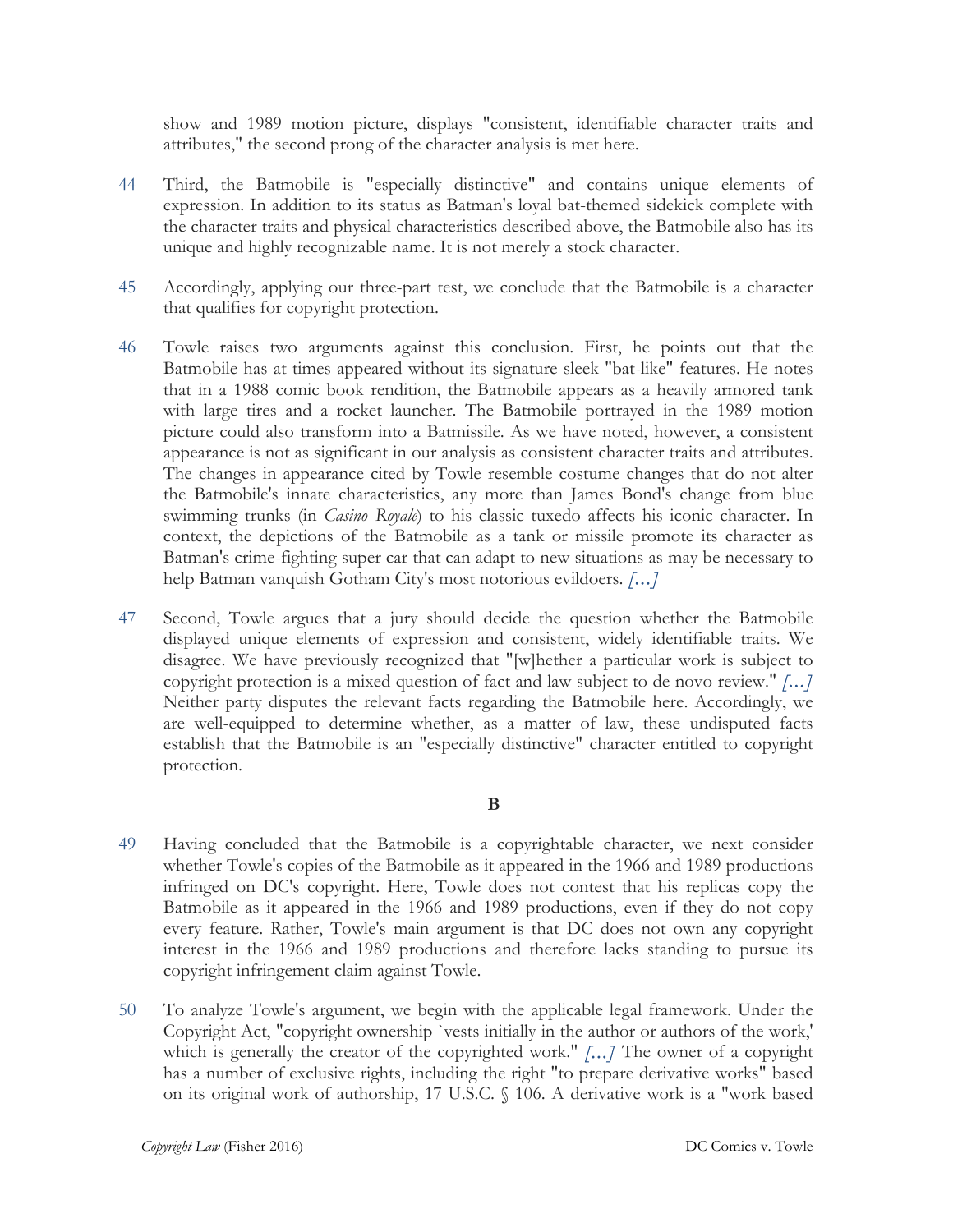show and 1989 motion picture, displays "consistent, identifiable character traits and attributes," the second prong of the character analysis is met here.

44 Third, the Batmobile is "especially distinctive" and contains unique elements of expression. In addition to its status as Batman's loyal bat-themed sidekick complete with the character traits and physical characteristics described above, the Batmobile also has its unique and highly recognizable name. It is not merely a stock character.

45 Accordingly, applying our three-part test, we conclude that the Batmobile is a character that qualifies for copyright protection.

46 Towle raises two arguments against this conclusion. First, he points out that the Batmobile has at times appeared without its signature sleek "bat-like" features. He notes that in a 1988 comic book rendition, the Batmobile appears as a heavily armored tank with large tires and a rocket launcher. The Batmobile portrayed in the 1989 motion picture could also transform into a Batmissile. As we have noted, however, a consistent appearance is not as significant in our analysis as consistent character traits and attributes. The changes in appearance cited by Towle resemble costume changes that do not alter the Batmobile's innate characteristics, any more than James Bond's change from blue swimming trunks (in *Casino Royale*) to his classic tuxedo affects his iconic character. In context, the depictions of the Batmobile as a tank or missile promote its character as Batman's crime-fighting super car that can adapt to new situations as may be necessary to help Batman vanquish Gotham City's most notorious evildoers. *[...]*

47 Second, Towle argues that a jury should decide the question whether the Batmobile displayed unique elements of expression and consistent, widely identifiable traits. We disagree. We have previously recognized that "[w]hether a particular work is subject to copyright protection is a mixed question of fact and law subject to de novo review." *[...]* Neither party disputes the relevant facts regarding the Batmobile here. Accordingly, we are well-equipped to determine whether, as a matter of law, these undisputed facts establish that the Batmobile is an "especially distinctive" character entitled to copyright protection.

**B**

49 Having concluded that the Batmobile is a copyrightable character, we next consider whether Towle's copies of the Batmobile as it appeared in the 1966 and 1989 productions infringed on DC's copyright. Here, Towle does not contest that his replicas copy the Batmobile as it appeared in the 1966 and 1989 productions, even if they do not copy every feature. Rather, Towle's main argument is that DC does not own any copyright interest in the 1966 and 1989 productions and therefore lacks standing to pursue its copyright infringement claim against Towle.

50 To analyze Towle's argument, we begin with the applicable legal framework. Under the Copyright Act, "copyright ownership `vests initially in the author or authors of the work,' which is generally the creator of the copyrighted work." *[...]* The owner of a copyright has a number of exclusive rights, including the right "to prepare derivative works" based on its original work of authorship, 17 U.S.C. § 106. A derivative work is a "work based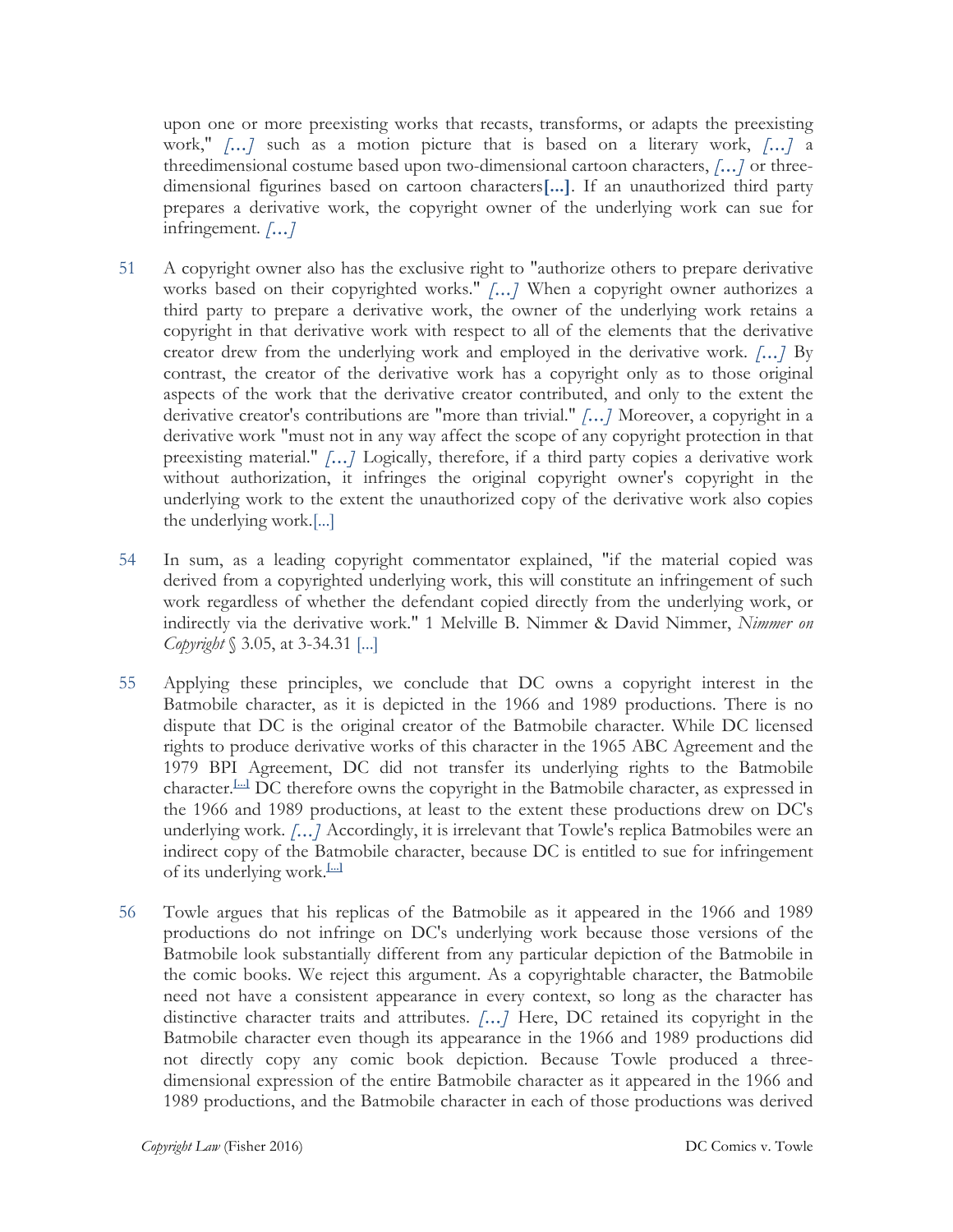upon one or more preexisting works that recasts, transforms, or adapts the preexisting work," *[...]* such as a motion picture that is based on a literary work, *[...]* a threedimensional costume based upon two-dimensional cartoon characters, *[...]* or three-dimensional figurines based on cartoon characters**[...]**. If an unauthorized third party prepares a derivative work, the copyright owner of the underlying work can sue for infringement. *[...]*

51 A copyright owner also has the exclusive right to "authorize others to prepare derivative works based on their copyrighted works." *[...]* When a copyright owner authorizes a third party to prepare a derivative work, the owner of the underlying work retains a copyright in that derivative work with respect to all of the elements that the derivative creator drew from the underlying work and employed in the derivative work. *[...]* By contrast, the creator of the derivative work has a copyright only as to those original aspects of the work that the derivative creator contributed, and only to the extent the derivative creator's contributions are "more than trivial." *[...]* Moreover, a copyright in a derivative work "must not in any way affect the scope of any copyright protection in that preexisting material." *[...]* Logically, therefore, if a third party copies a derivative work without authorization, it infringes the original copyright owner's copyright in the underlying work to the extent the unauthorized copy of the derivative work also copies the underlying work.[...]

54 In sum, as a leading copyright commentator explained, "if the material copied was derived from a copyrighted underlying work, this will constitute an infringement of such work regardless of whether the defendant copied directly from the underlying work, or indirectly via the derivative work." 1 Melville B. Nimmer & David Nimmer, *Nimmer on Copyright* § 3.05, at 3-34.31 [...]

55 Applying these principles, we conclude that DC owns a copyright interest in the Batmobile character, as it is depicted in the 1966 and 1989 productions. There is no dispute that DC is the original creator of the Batmobile character. While DC licensed rights to produce derivative works of this character in the 1965 ABC Agreement and the 1979 BPI Agreement, DC did not transfer its underlying rights to the Batmobile character.[...] DC therefore owns the copyright in the Batmobile character, as expressed in the 1966 and 1989 productions, at least to the extent these productions drew on DC's underlying work. *[...]* Accordingly, it is irrelevant that Towle's replica Batmobiles were an indirect copy of the Batmobile character, because DC is entitled to sue for infringement of its underlying work.[...]

56 Towle argues that his replicas of the Batmobile as it appeared in the 1966 and 1989 productions do not infringe on DC's underlying work because those versions of the Batmobile look substantially different from any particular depiction of the Batmobile in the comic books. We reject this argument. As a copyrightable character, the Batmobile need not have a consistent appearance in every context, so long as the character has distinctive character traits and attributes. *[...]* Here, DC retained its copyright in the Batmobile character even though its appearance in the 1966 and 1989 productions did not directly copy any comic book depiction. Because Towle produced a three-dimensional expression of the entire Batmobile character as it appeared in the 1966 and 1989 productions, and the Batmobile character in each of those productions was derived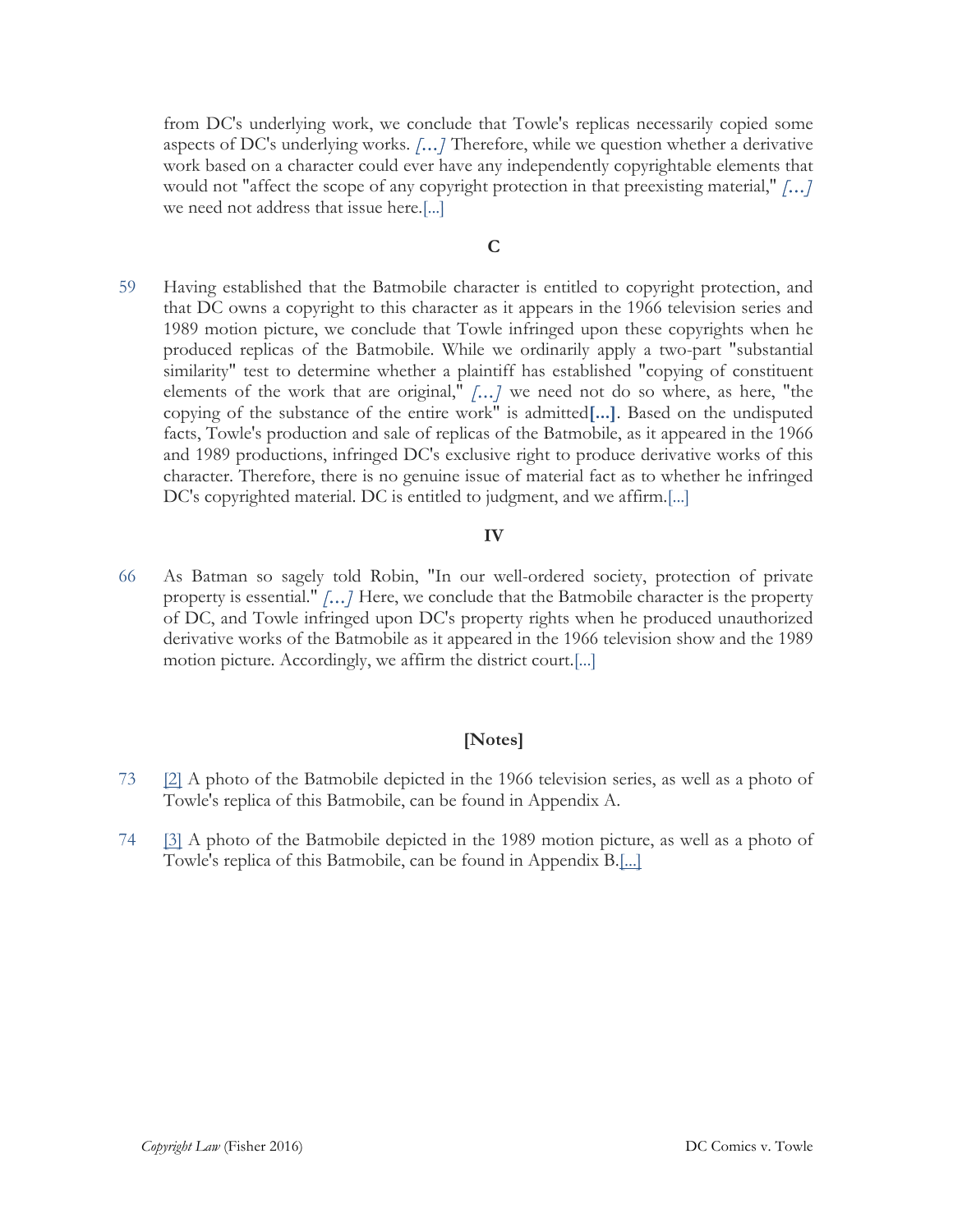from DC's underlying work, we conclude that Towle's replicas necessarily copied some aspects of DC's underlying works. *[...]* Therefore, while we question whether a derivative work based on a character could ever have any independently copyrightable elements that would not "affect the scope of any copyright protection in that preexisting material," *[...]* we need not address that issue here.[...]

### C

59 Having established that the Batmobile character is entitled to copyright protection, and that DC owns a copyright to this character as it appears in the 1966 television series and 1989 motion picture, we conclude that Towle infringed upon these copyrights when he produced replicas of the Batmobile. While we ordinarily apply a two-part "substantial similarity" test to determine whether a plaintiff has established "copying of constituent elements of the work that are original," *[...]* we need not do so where, as here, "the copying of the substance of the entire work" is admitted**[...]**. Based on the undisputed facts, Towle's production and sale of replicas of the Batmobile, as it appeared in the 1966 and 1989 productions, infringed DC's exclusive right to produce derivative works of this character. Therefore, there is no genuine issue of material fact as to whether he infringed DC's copyrighted material. DC is entitled to judgment, and we affirm.[...]

### IV

66 As Batman so sagely told Robin, "In our well-ordered society, protection of private property is essential." *[...]* Here, we conclude that the Batmobile character is the property of DC, and Towle infringed upon DC's property rights when he produced unauthorized derivative works of the Batmobile as it appeared in the 1966 television show and the 1989 motion picture. Accordingly, we affirm the district court.[...]

### [Notes]

73 [2] A photo of the Batmobile depicted in the 1966 television series, as well as a photo of Towle's replica of this Batmobile, can be found in Appendix A.

74 [3] A photo of the Batmobile depicted in the 1989 motion picture, as well as a photo of Towle's replica of this Batmobile, can be found in Appendix B.[...]